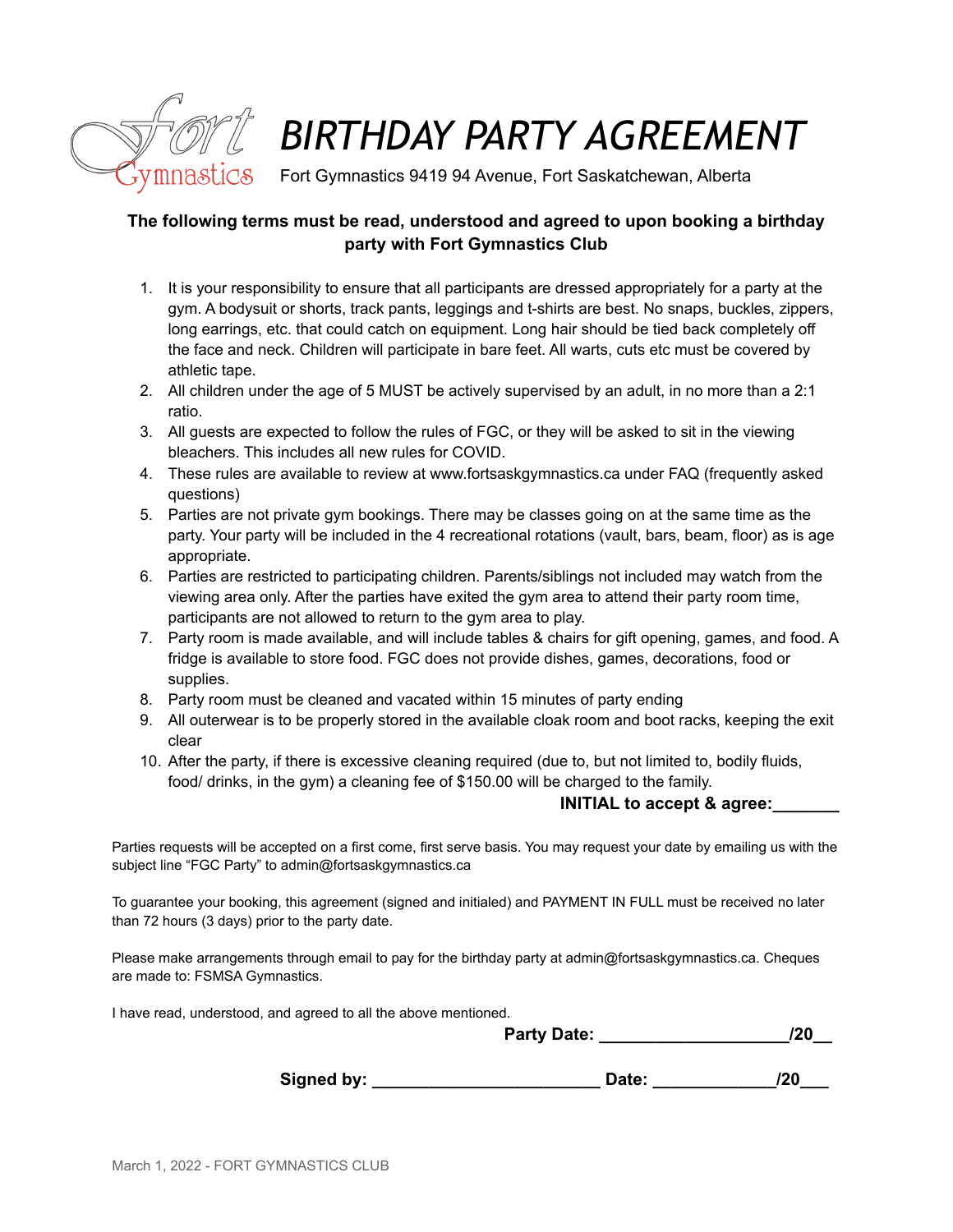Fort Gymnastics

# BIRTHDAY PARTY AGREEMENT

Fort Gymnastics 9419 94 Avenue, Fort Saskatchewan, Alberta

**The following terms must be read, understood and agreed to upon booking a birthday party with Fort Gymnastics Club**

1. It is your responsibility to ensure that all participants are dressed appropriately for a party at the gym. A bodysuit or shorts, track pants, leggings and t-shirts are best. No snaps, buckles, zippers, long earrings, etc. that could catch on equipment. Long hair should be tied back completely off the face and neck. Children will participate in bare feet. All warts, cuts etc must be covered by athletic tape.
2. All children under the age of 5 MUST be actively supervised by an adult, in no more than a 2:1 ratio.
3. All guests are expected to follow the rules of FGC, or they will be asked to sit in the viewing bleachers. This includes all new rules for COVID.
4. These rules are available to review at www.fortsaskgymnastics.ca under FAQ (frequently asked questions)
5. Parties are not private gym bookings. There may be classes going on at the same time as the party. Your party will be included in the 4 recreational rotations (vault, bars, beam, floor) as is age appropriate.
6. Parties are restricted to participating children. Parents/siblings not included may watch from the viewing area only. After the parties have exited the gym area to attend their party room time, participants are not allowed to return to the gym area to play.
7. Party room is made available, and will include tables & chairs for gift opening, games, and food. A fridge is available to store food. FGC does not provide dishes, games, decorations, food or supplies.
8. Party room must be cleaned and vacated within 15 minutes of party ending
9. All outerwear is to be properly stored in the available cloak room and boot racks, keeping the exit clear
10. After the party, if there is excessive cleaning required (due to, but not limited to, bodily fluids, food/ drinks, in the gym) a cleaning fee of $150.00 will be charged to the family.

**INITIAL to accept & agree:_______**

Parties requests will be accepted on a first come, first serve basis. You may request your date by emailing us with the subject line "FGC Party" to admin@fortsaskgymnastics.ca

To guarantee your booking, this agreement (signed and initialed) and PAYMENT IN FULL must be received no later than 72 hours (3 days) prior to the party date.

Please make arrangements through email to pay for the birthday party at admin@fortsaskgymnastics.ca. Cheques are made to: FSMSA Gymnastics.

I have read, understood, and agreed to all the above mentioned.

**Party Date: ___________________/20__**

**Signed by: _______________________ Date: ____________/20___**

March 1, 2022 - FORT GYMNASTICS CLUB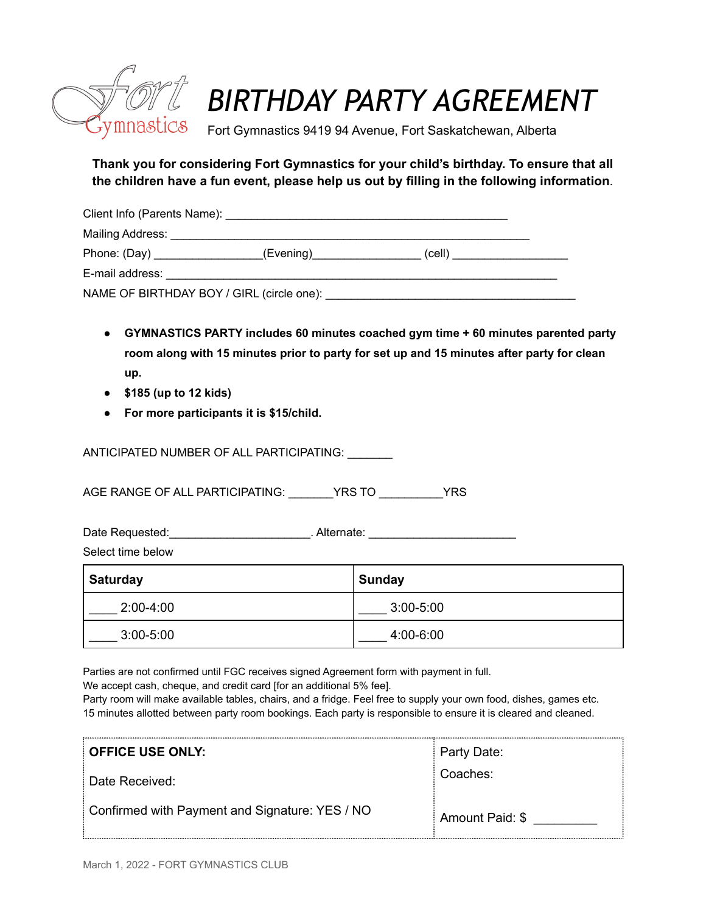Fort Gymnastics

# BIRTHDAY PARTY AGREEMENT

Fort Gymnastics 9419 94 Avenue, Fort Saskatchewan, Alberta

**Thank you for considering Fort Gymnastics for your child's birthday. To ensure that all the children have a fun event, please help us out by filling in the following information**.

Client Info (Parents Name): ___________________________________________

Mailing Address: ______________________________________________________

Phone: (Day) ________________(Evening)________________ (cell) __________________

E-mail address: ____________________________________________________________

NAME OF BIRTHDAY BOY / GIRL (circle one): _______________________________________

- **GYMNASTICS PARTY includes 60 minutes coached gym time + 60 minutes parented party room along with 15 minutes prior to party for set up and 15 minutes after party for clean up.**
- **$185 (up to 12 kids)**
- **For more participants it is $15/child.**

ANTICIPATED NUMBER OF ALL PARTICIPATING: _______

AGE RANGE OF ALL PARTICIPATING: _______YRS TO _________YRS

Date Requested:_____________________. Alternate: ______________________

Select time below

| **Saturday** | **Sunday** |
|---|---|
| ____ 2:00-4:00 | ____ 3:00-5:00 |
| ____ 3:00-5:00 | ____ 4:00-6:00 |

Parties are not confirmed until FGC receives signed Agreement form with payment in full.
We accept cash, cheque, and credit card [for an additional 5% fee].
Party room will make available tables, chairs, and a fridge. Feel free to supply your own food, dishes, games etc.
15 minutes allotted between party room bookings. Each party is responsible to ensure it is cleared and cleaned.

| | |
|---|---|
| **OFFICE USE ONLY:**<br><br>Date Received:<br><br>Confirmed with Payment and Signature: YES / NO | Party Date:<br><br>Coaches:<br><br>Amount Paid: $ _________ |

March 1, 2022 - FORT GYMNASTICS CLUB